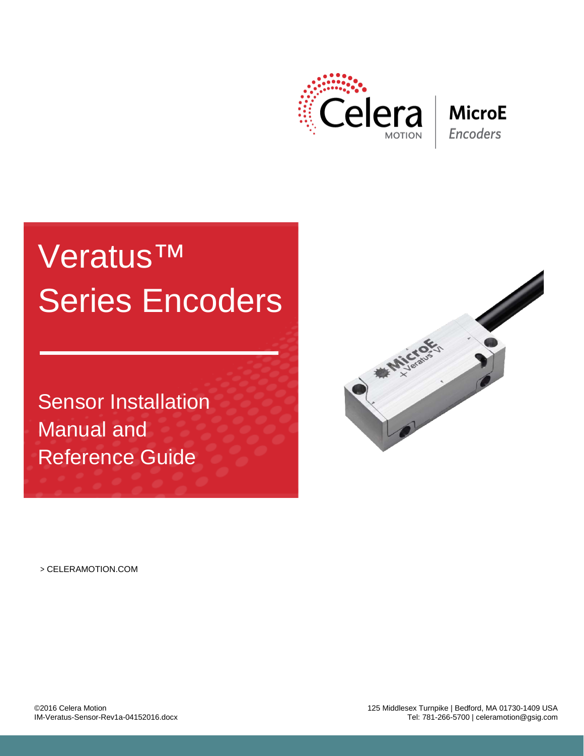Celera MOTION | MicroE Encoders

# Veratus™ Series Encoders

## Sensor Installation Manual and Reference Guide

> CELERAMOTION.COM

©2016 Celera Motion
IM-Veratus-Sensor-Rev1a-04152016.docx

125 Middlesex Turnpike | Bedford, MA 01730-1409 USA
Tel: 781-266-5700 | celeramotion@gsig.com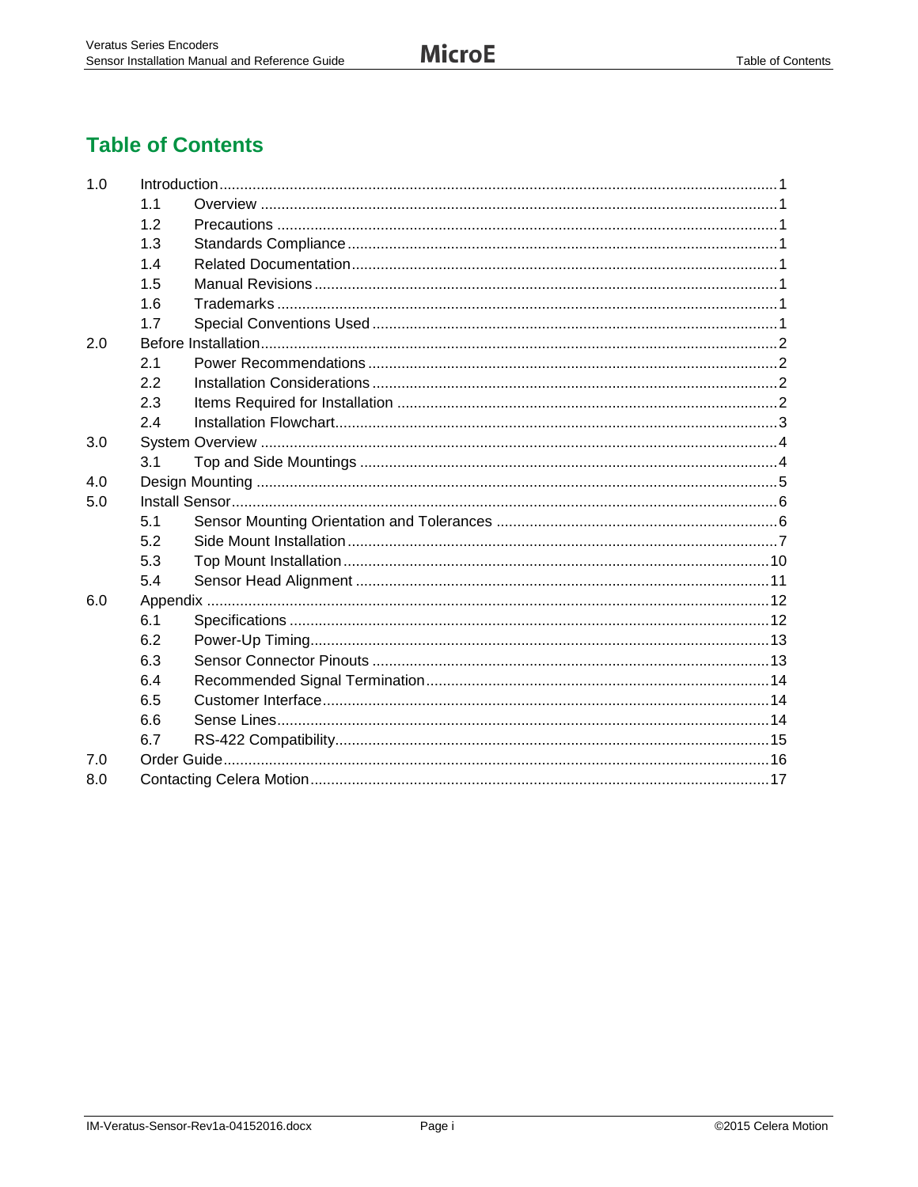# Table of Contents

| | | | |
|---|---|---|---|
| 1.0 | Introduction | | 1 |
| | 1.1 | Overview | 1 |
| | 1.2 | Precautions | 1 |
| | 1.3 | Standards Compliance | 1 |
| | 1.4 | Related Documentation | 1 |
| | 1.5 | Manual Revisions | 1 |
| | 1.6 | Trademarks | 1 |
| | 1.7 | Special Conventions Used | 1 |
| 2.0 | Before Installation | | 2 |
| | 2.1 | Power Recommendations | 2 |
| | 2.2 | Installation Considerations | 2 |
| | 2.3 | Items Required for Installation | 2 |
| | 2.4 | Installation Flowchart | 3 |
| 3.0 | System Overview | | 4 |
| | 3.1 | Top and Side Mountings | 4 |
| 4.0 | Design Mounting | | 5 |
| 5.0 | Install Sensor | | 6 |
| | 5.1 | Sensor Mounting Orientation and Tolerances | 6 |
| | 5.2 | Side Mount Installation | 7 |
| | 5.3 | Top Mount Installation | 10 |
| | 5.4 | Sensor Head Alignment | 11 |
| 6.0 | Appendix | | 12 |
| | 6.1 | Specifications | 12 |
| | 6.2 | Power-Up Timing | 13 |
| | 6.3 | Sensor Connector Pinouts | 13 |
| | 6.4 | Recommended Signal Termination | 14 |
| | 6.5 | Customer Interface | 14 |
| | 6.6 | Sense Lines | 14 |
| | 6.7 | RS-422 Compatibility | 15 |
| 7.0 | Order Guide | | 16 |
| 8.0 | Contacting Celera Motion | | 17 |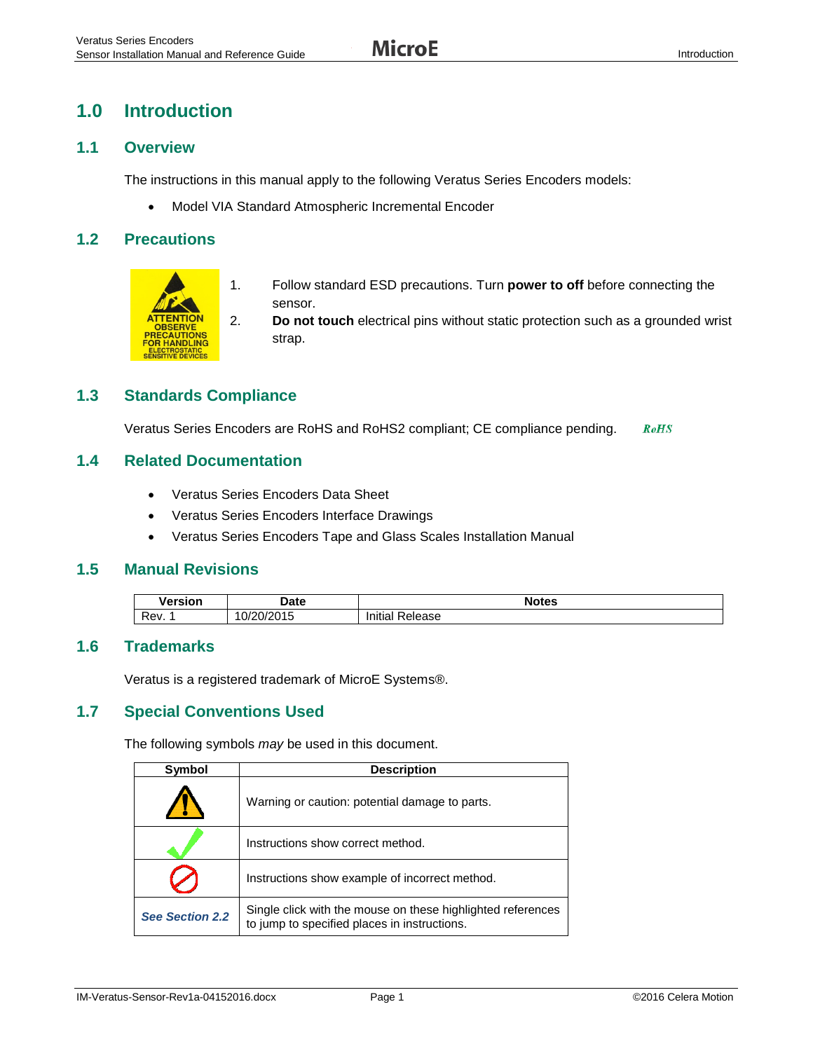# 1.0 Introduction

## 1.1 Overview

The instructions in this manual apply to the following Veratus Series Encoders models:

- Model VIA Standard Atmospheric Incremental Encoder

## 1.2 Precautions

ATTENTION OBSERVE PRECAUTIONS FOR HANDLING ELECTROSTATIC SENSITIVE DEVICES

1. Follow standard ESD precautions. Turn **power to off** before connecting the sensor.
2. **Do not touch** electrical pins without static protection such as a grounded wrist strap.

## 1.3 Standards Compliance

Veratus Series Encoders are RoHS and RoHS2 compliant; CE compliance pending. RoHS

## 1.4 Related Documentation

- Veratus Series Encoders Data Sheet
- Veratus Series Encoders Interface Drawings
- Veratus Series Encoders Tape and Glass Scales Installation Manual

## 1.5 Manual Revisions

| Version | Date | Notes |
|---|---|---|
| Rev. 1 | 10/20/2015 | Initial Release |

## 1.6 Trademarks

Veratus is a registered trademark of MicroE Systems®.

## 1.7 Special Conventions Used

The following symbols *may* be used in this document.

| Symbol | Description |
|---|---|
| ⚠ | Warning or caution: potential damage to parts. |
| ✓ | Instructions show correct method. |
| ⊘ | Instructions show example of incorrect method. |
| ***See Section 2.2*** | Single click with the mouse on these highlighted references to jump to specified places in instructions. |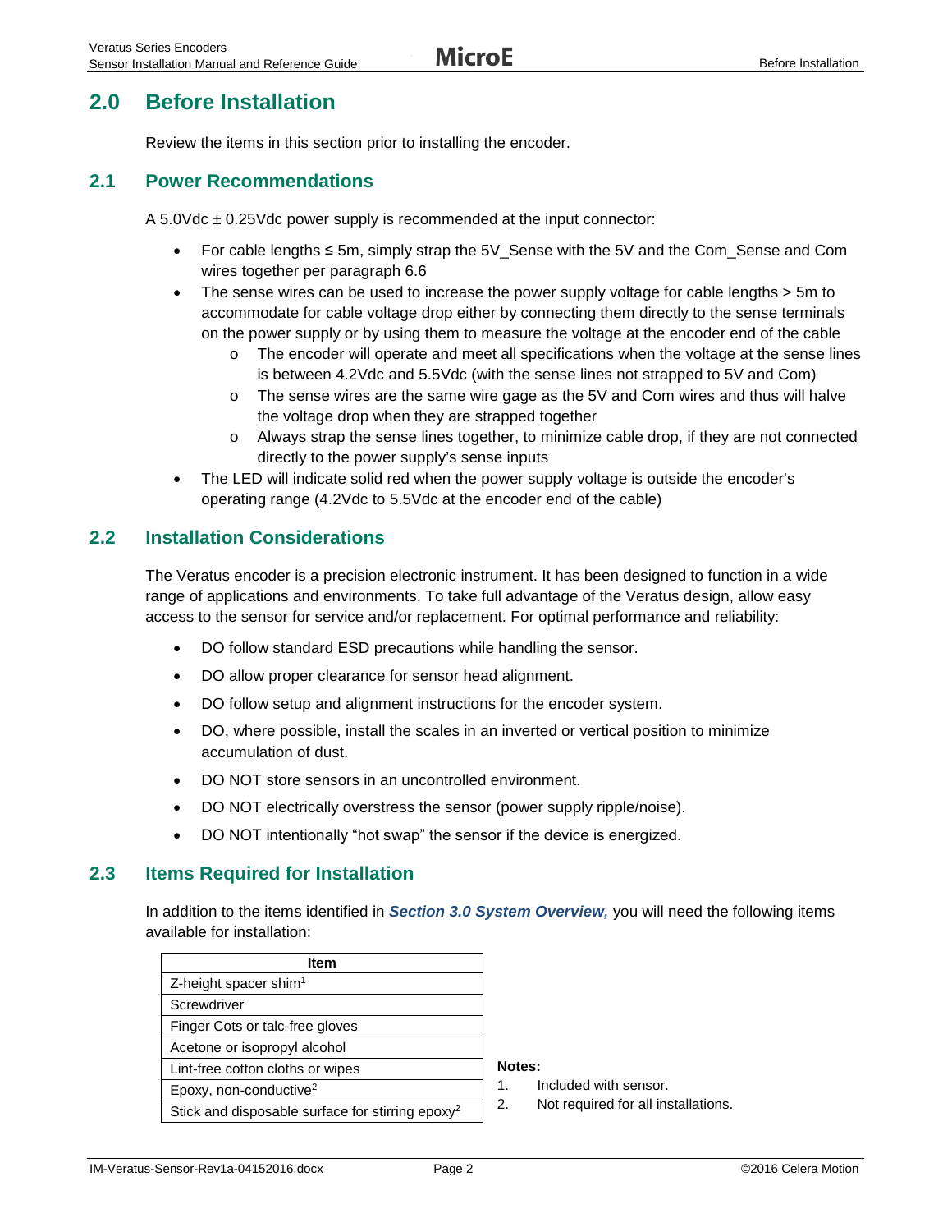## 2.0 Before Installation

Review the items in this section prior to installing the encoder.

### 2.1 Power Recommendations

A 5.0Vdc ± 0.25Vdc power supply is recommended at the input connector:

- For cable lengths ≤ 5m, simply strap the 5V_Sense with the 5V and the Com_Sense and Com wires together per paragraph 6.6
- The sense wires can be used to increase the power supply voltage for cable lengths > 5m to accommodate for cable voltage drop either by connecting them directly to the sense terminals on the power supply or by using them to measure the voltage at the encoder end of the cable
  - The encoder will operate and meet all specifications when the voltage at the sense lines is between 4.2Vdc and 5.5Vdc (with the sense lines not strapped to 5V and Com)
  - The sense wires are the same wire gage as the 5V and Com wires and thus will halve the voltage drop when they are strapped together
  - Always strap the sense lines together, to minimize cable drop, if they are not connected directly to the power supply's sense inputs
- The LED will indicate solid red when the power supply voltage is outside the encoder's operating range (4.2Vdc to 5.5Vdc at the encoder end of the cable)

### 2.2 Installation Considerations

The Veratus encoder is a precision electronic instrument. It has been designed to function in a wide range of applications and environments. To take full advantage of the Veratus design, allow easy access to the sensor for service and/or replacement. For optimal performance and reliability:

- DO follow standard ESD precautions while handling the sensor.
- DO allow proper clearance for sensor head alignment.
- DO follow setup and alignment instructions for the encoder system.
- DO, where possible, install the scales in an inverted or vertical position to minimize accumulation of dust.
- DO NOT store sensors in an uncontrolled environment.
- DO NOT electrically overstress the sensor (power supply ripple/noise).
- DO NOT intentionally "hot swap" the sensor if the device is energized.

### 2.3 Items Required for Installation

In addition to the items identified in ***Section 3.0 System Overview,*** you will need the following items available for installation:

| Item |
|---|
| Z-height spacer shim[1] |
| Screwdriver |
| Finger Cots or talc-free gloves |
| Acetone or isopropyl alcohol |
| Lint-free cotton cloths or wipes |
| Epoxy, non-conductive[2] |
| Stick and disposable surface for stirring epoxy[2] |

**Notes:**

1. Included with sensor.
2. Not required for all installations.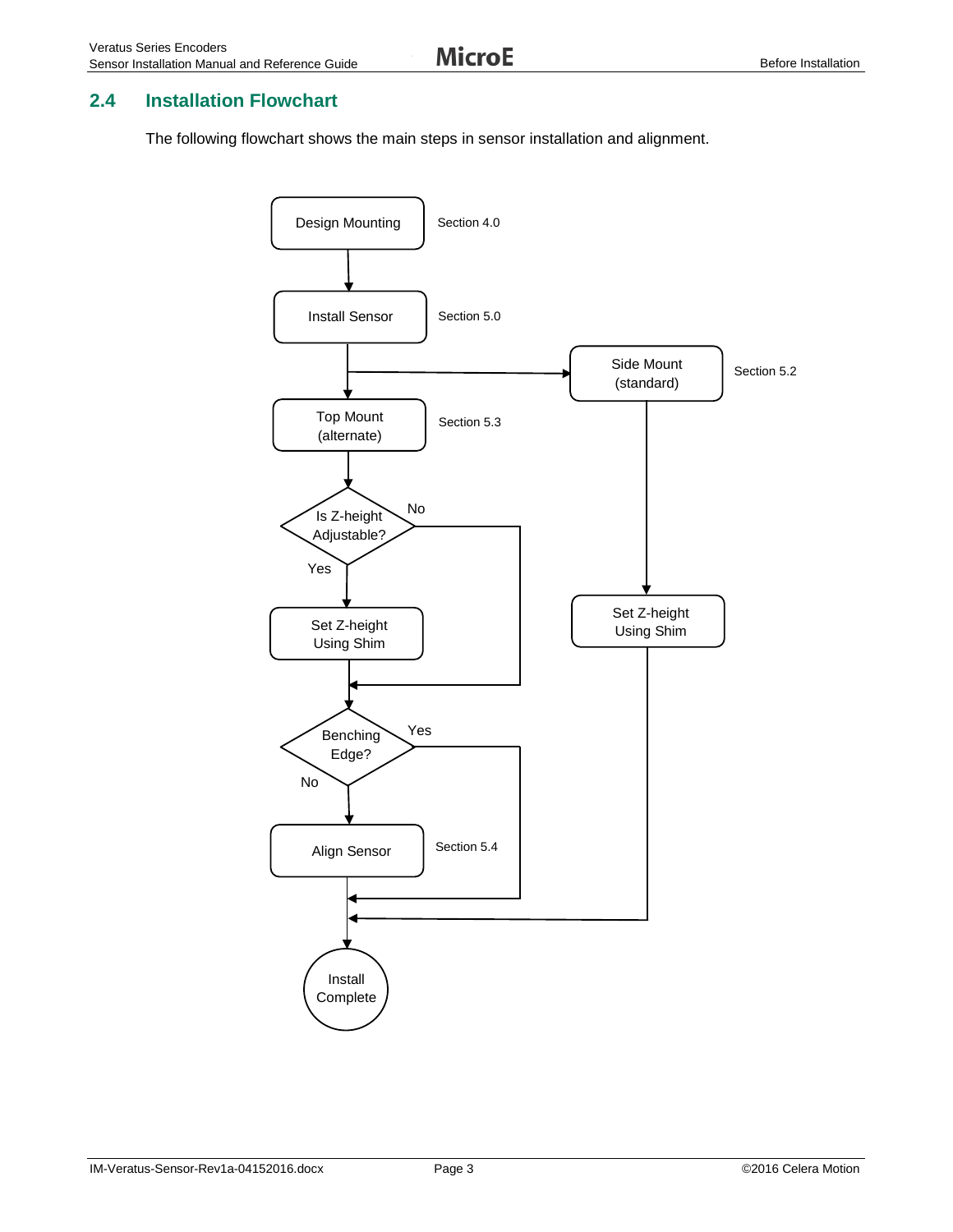## 2.4 Installation Flowchart

The following flowchart shows the main steps in sensor installation and alignment.

Design Mounting — Section 4.0

Install Sensor — Section 5.0

Side Mount (standard) — Section 5.2

Top Mount (alternate) — Section 5.3

Is Z-height Adjustable?

No

Yes

Set Z-height Using Shim

Set Z-height Using Shim

Benching Edge?

Yes

No

Align Sensor — Section 5.4

Install Complete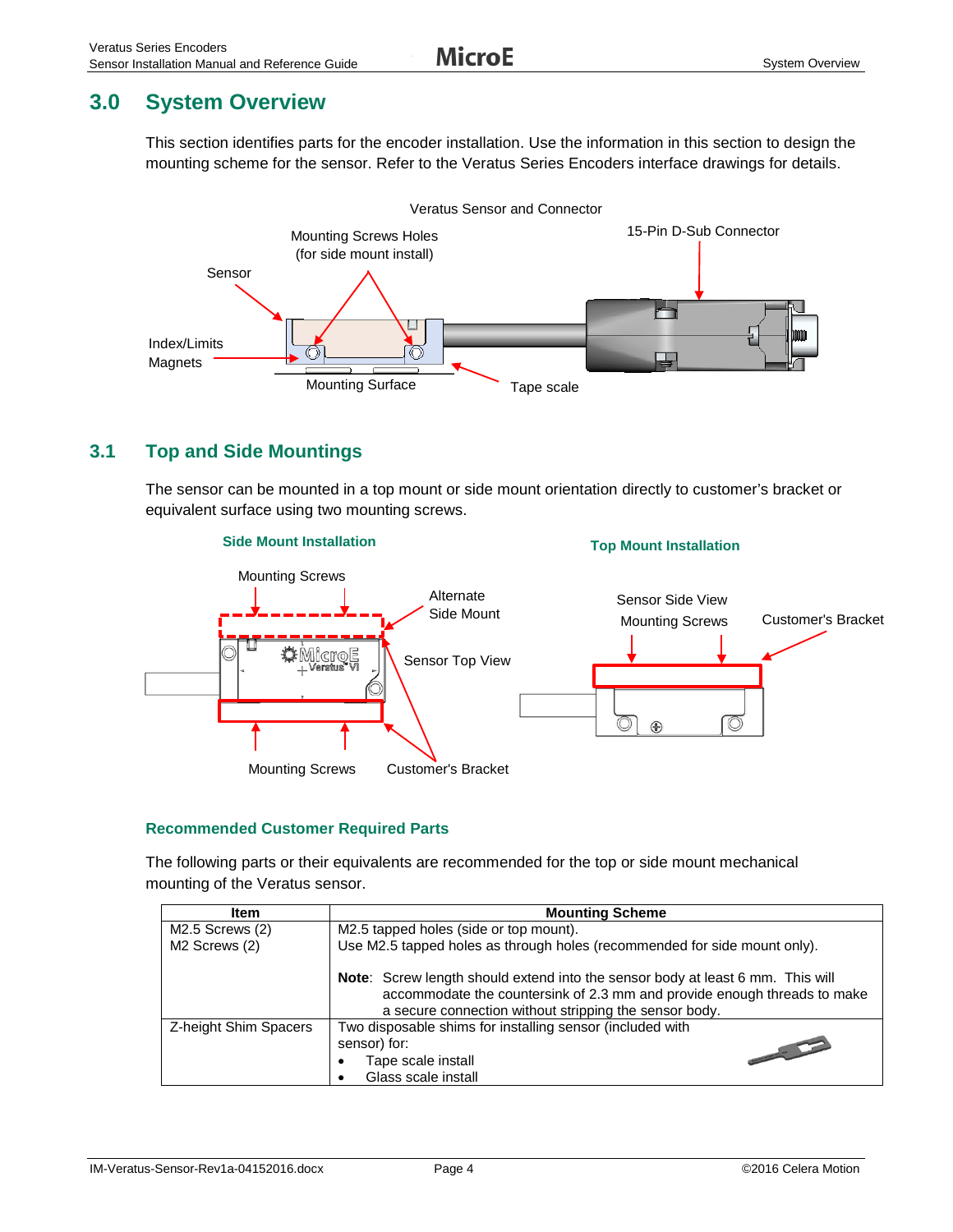# 3.0 System Overview

This section identifies parts for the encoder installation. Use the information in this section to design the mounting scheme for the sensor. Refer to the Veratus Series Encoders interface drawings for details.

Veratus Sensor and Connector

Mounting Screws Holes (for side mount install)

15-Pin D-Sub Connector

Sensor

Index/Limits Magnets

Mounting Surface

Tape scale

## 3.1 Top and Side Mountings

The sensor can be mounted in a top mount or side mount orientation directly to customer's bracket or equivalent surface using two mounting screws.

**Side Mount Installation**

Mounting Screws

Alternate Side Mount

Sensor Top View

Mounting Screws

Customer's Bracket

**Top Mount Installation**

Sensor Side View

Mounting Screws

Customer's Bracket

### Recommended Customer Required Parts

The following parts or their equivalents are recommended for the top or side mount mechanical mounting of the Veratus sensor.

| Item | Mounting Scheme |
|---|---|
| M2.5 Screws (2)<br>M2 Screws (2) | M2.5 tapped holes (side or top mount).<br>Use M2.5 tapped holes as through holes (recommended for side mount only).<br><br>**Note**: Screw length should extend into the sensor body at least 6 mm. This will accommodate the countersink of 2.3 mm and provide enough threads to make a secure connection without stripping the sensor body. |
| Z-height Shim Spacers | Two disposable shims for installing sensor (included with sensor) for:<br>• Tape scale install<br>• Glass scale install |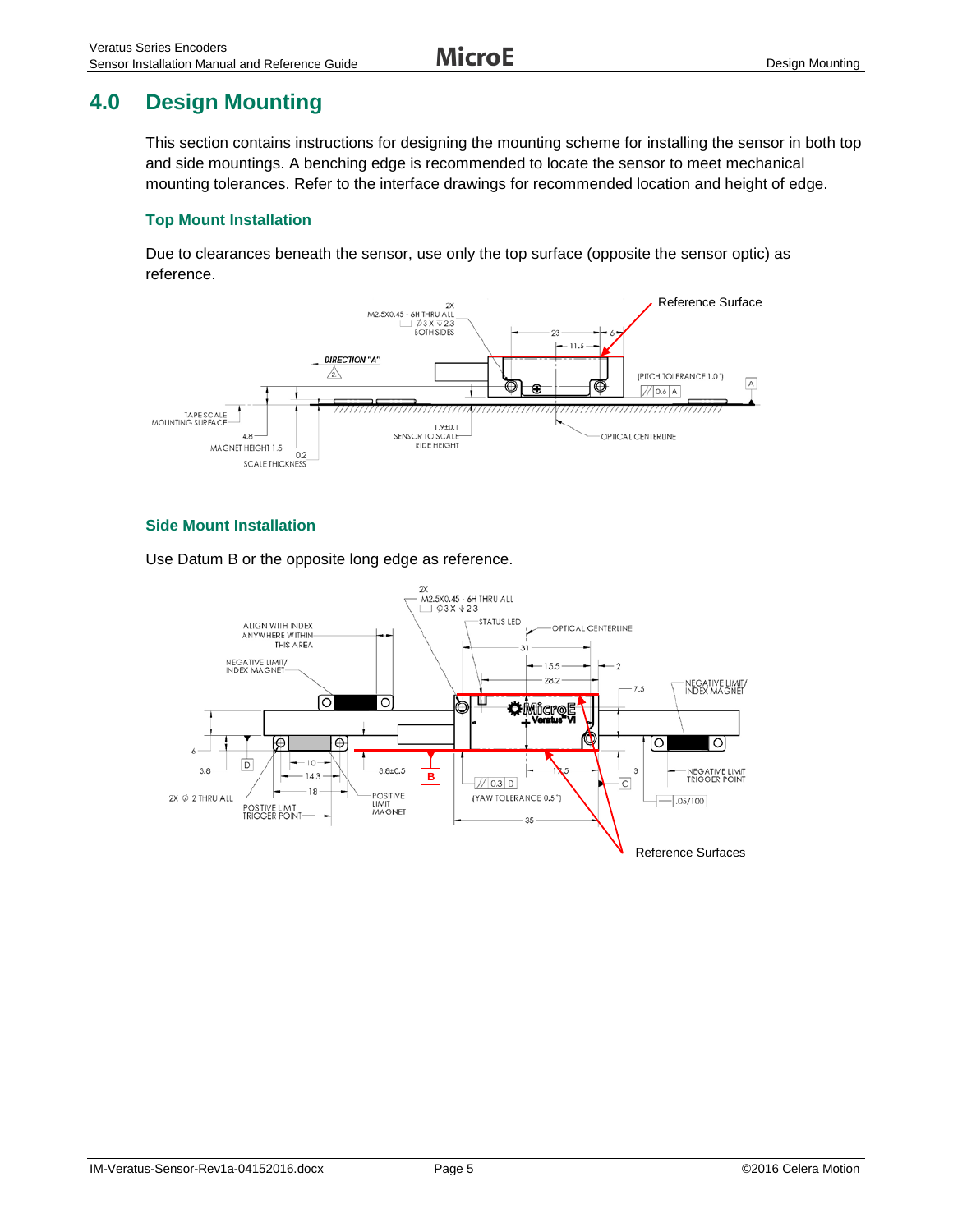# 4.0 Design Mounting

This section contains instructions for designing the mounting scheme for installing the sensor in both top and side mountings. A benching edge is recommended to locate the sensor to meet mechanical mounting tolerances. Refer to the interface drawings for recommended location and height of edge.

### Top Mount Installation

Due to clearances beneath the sensor, use only the top surface (opposite the sensor optic) as reference.

### Side Mount Installation

Use Datum B or the opposite long edge as reference.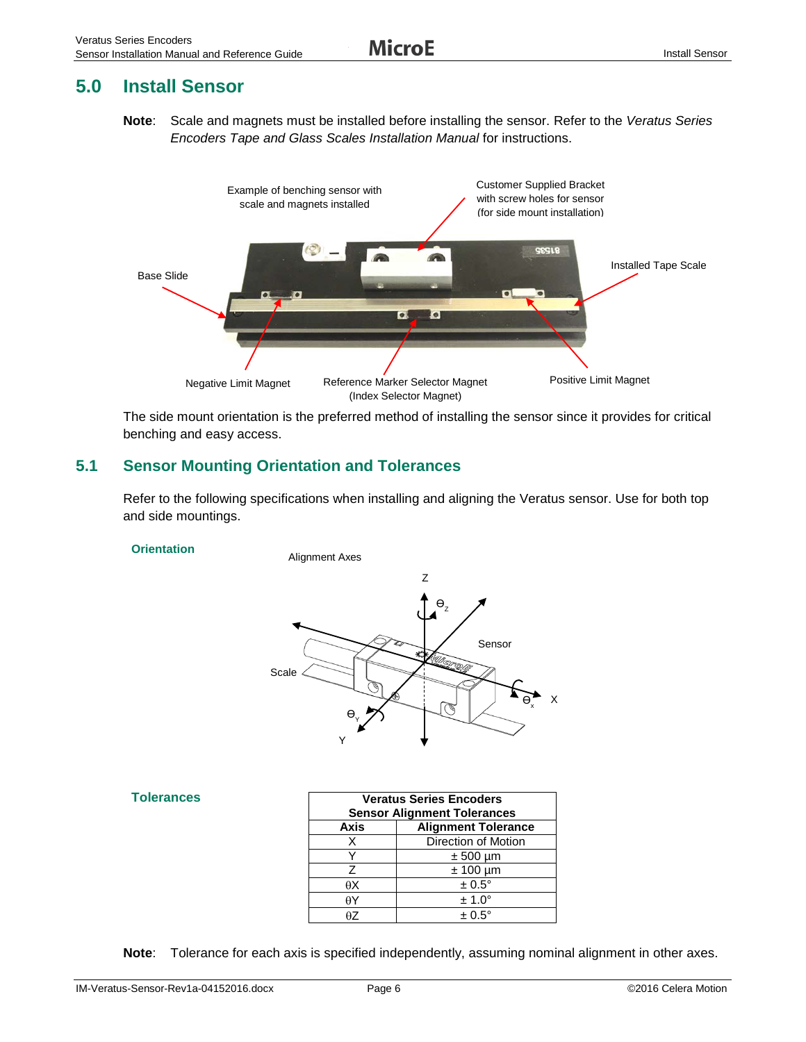# 5.0 Install Sensor

**Note**: Scale and magnets must be installed before installing the sensor. Refer to the *Veratus Series Encoders Tape and Glass Scales Installation Manual* for instructions.

Example of benching sensor with scale and magnets installed

Customer Supplied Bracket with screw holes for sensor (for side mount installation)

Base Slide

Installed Tape Scale

Negative Limit Magnet

Reference Marker Selector Magnet (Index Selector Magnet)

Positive Limit Magnet

The side mount orientation is the preferred method of installing the sensor since it provides for critical benching and easy access.

## 5.1 Sensor Mounting Orientation and Tolerances

Refer to the following specifications when installing and aligning the Veratus sensor. Use for both top and side mountings.

### Orientation

Alignment Axes

### Tolerances

| Veratus Series Encoders Sensor Alignment Tolerances | |
|---|---|
| **Axis** | **Alignment Tolerance** |
| X | Direction of Motion |
| Y | ± 500 µm |
| Z | ± 100 µm |
| θX | ± 0.5° |
| θY | ± 1.0° |
| θZ | ± 0.5° |

**Note**: Tolerance for each axis is specified independently, assuming nominal alignment in other axes.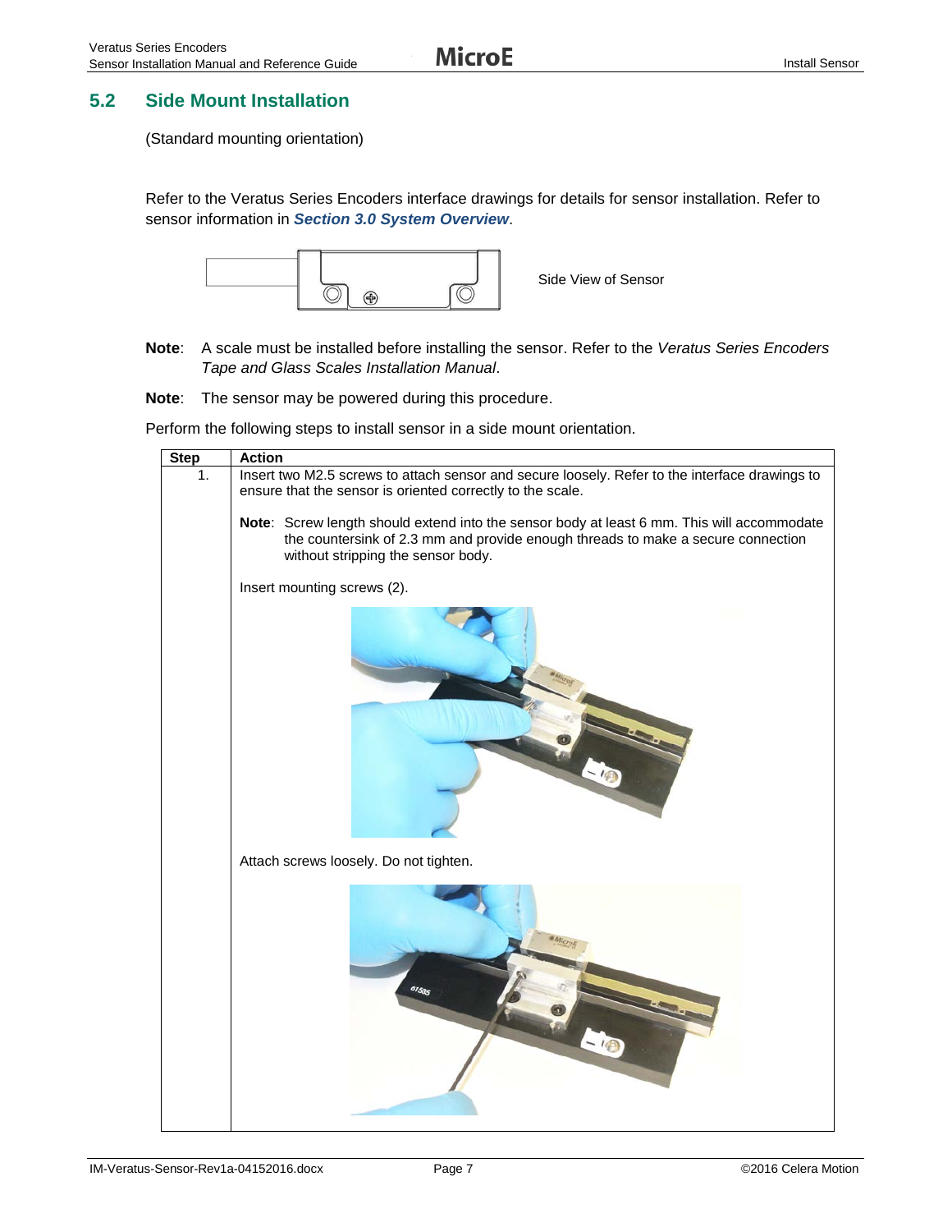## 5.2 Side Mount Installation

(Standard mounting orientation)

Refer to the Veratus Series Encoders interface drawings for details for sensor installation. Refer to sensor information in ***Section 3.0 System Overview***.

Side View of Sensor

**Note**: A scale must be installed before installing the sensor. Refer to the *Veratus Series Encoders Tape and Glass Scales Installation Manual*.

**Note**: The sensor may be powered during this procedure.

Perform the following steps to install sensor in a side mount orientation.

| Step | Action |
|---|---|
| 1. | Insert two M2.5 screws to attach sensor and secure loosely. Refer to the interface drawings to ensure that the sensor is oriented correctly to the scale.<br><br>**Note**: Screw length should extend into the sensor body at least 6 mm. This will accommodate the countersink of 2.3 mm and provide enough threads to make a secure connection without stripping the sensor body.<br><br>Insert mounting screws (2).<br><br>Attach screws loosely. Do not tighten. |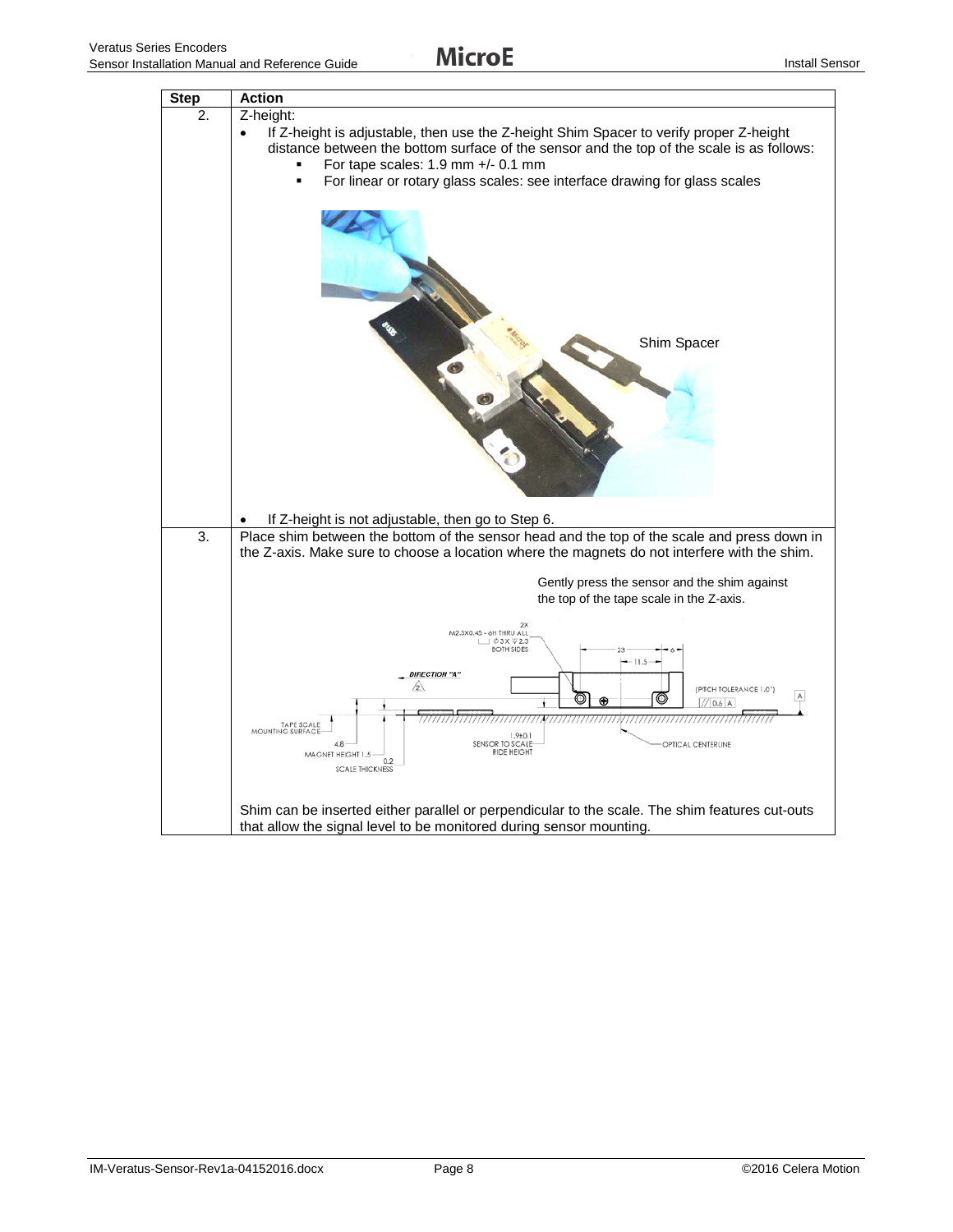| Step | Action |
|---|---|
| 2. | Z-height:<br>• If Z-height is adjustable, then use the Z-height Shim Spacer to verify proper Z-height distance between the bottom surface of the sensor and the top of the scale is as follows:<br>    ▪ For tape scales: 1.9 mm +/- 0.1 mm<br>    ▪ For linear or rotary glass scales: see interface drawing for glass scales<br><br>Shim Spacer<br><br>• If Z-height is not adjustable, then go to Step 6. |
| 3. | Place shim between the bottom of the sensor head and the top of the scale and press down in the Z-axis. Make sure to choose a location where the magnets do not interfere with the shim.<br><br>Gently press the sensor and the shim against the top of the tape scale in the Z-axis.<br><br>2X M2.5X0.45 - 6H THRU ALL ⌴ ∅3 X ↧2.3 BOTH SIDES; DIRECTION "A"; 23; 6; 11.5; (PITCH TOLERANCE 1.0°); // 0.6 A; TAPE SCALE MOUNTING SURFACE; 4.8; MAGNET HEIGHT 1.5; 0.2 SCALE THICKNESS; 1.9±0.1 SENSOR TO SCALE RIDE HEIGHT; OPTICAL CENTERLINE<br><br>Shim can be inserted either parallel or perpendicular to the scale. The shim features cut-outs that allow the signal level to be monitored during sensor mounting. |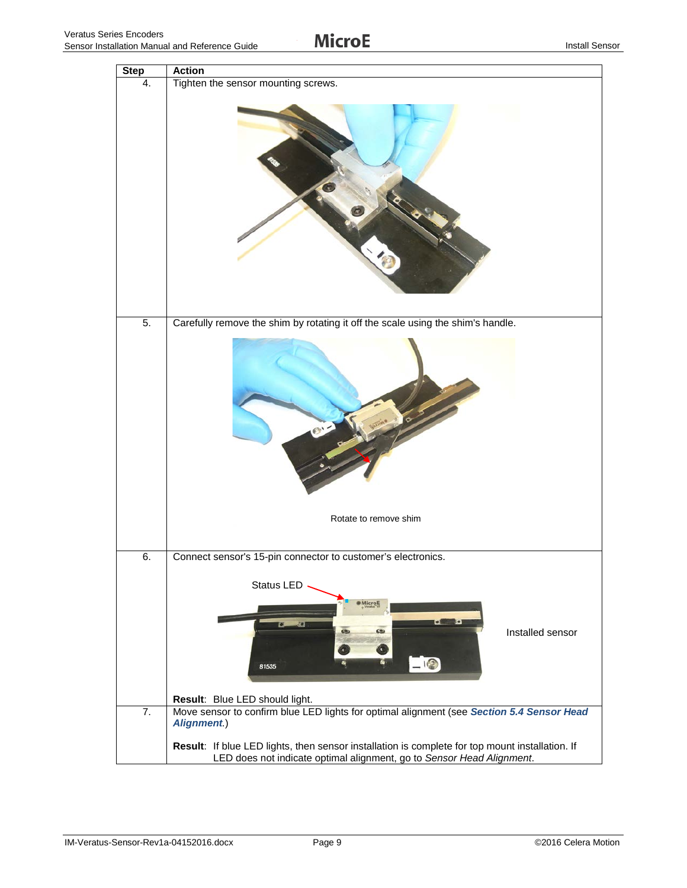| Step | Action |
|---|---|
| 4. | Tighten the sensor mounting screws. |
| 5. | Carefully remove the shim by rotating it off the scale using the shim's handle.<br><br>Rotate to remove shim |
| 6. | Connect sensor's 15-pin connector to customer's electronics.<br><br>Status LED<br><br>Installed sensor<br><br>**Result**: Blue LED should light. |
| 7. | Move sensor to confirm blue LED lights for optimal alignment (see ***Section 5.4 Sensor Head Alignment***.)<br><br>**Result**: If blue LED lights, then sensor installation is complete for top mount installation. If LED does not indicate optimal alignment, go to *Sensor Head Alignment*. |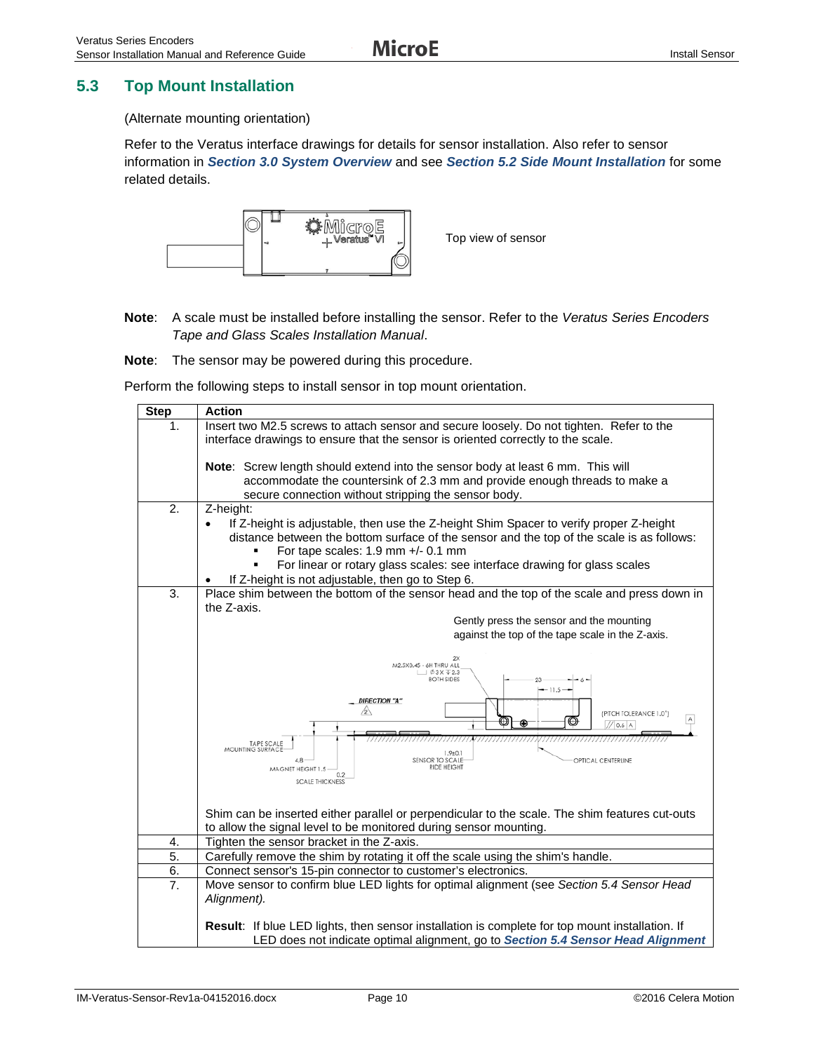## 5.3 Top Mount Installation

(Alternate mounting orientation)

Refer to the Veratus interface drawings for details for sensor installation. Also refer to sensor information in ***Section 3.0 System Overview*** and see ***Section 5.2 Side Mount Installation*** for some related details.

Top view of sensor

**Note**: A scale must be installed before installing the sensor. Refer to the *Veratus Series Encoders Tape and Glass Scales Installation Manual*.

**Note**: The sensor may be powered during this procedure.

Perform the following steps to install sensor in top mount orientation.

| Step | Action |
|---|---|
| 1. | Insert two M2.5 screws to attach sensor and secure loosely. Do not tighten. Refer to the interface drawings to ensure that the sensor is oriented correctly to the scale.<br><br>**Note**: Screw length should extend into the sensor body at least 6 mm. This will accommodate the countersink of 2.3 mm and provide enough threads to make a secure connection without stripping the sensor body. |
| 2. | Z-height:<br>• If Z-height is adjustable, then use the Z-height Shim Spacer to verify proper Z-height distance between the bottom surface of the sensor and the top of the scale is as follows:<br>  ▪ For tape scales: 1.9 mm +/- 0.1 mm<br>  ▪ For linear or rotary glass scales: see interface drawing for glass scales<br>• If Z-height is not adjustable, then go to Step 6. |
| 3. | Place shim between the bottom of the sensor head and the top of the scale and press down in the Z-axis.<br><br>Gently press the sensor and the mounting against the top of the tape scale in the Z-axis.<br><br>Shim can be inserted either parallel or perpendicular to the scale. The shim features cut-outs to allow the signal level to be monitored during sensor mounting. |
| 4. | Tighten the sensor bracket in the Z-axis. |
| 5. | Carefully remove the shim by rotating it off the scale using the shim's handle. |
| 6. | Connect sensor's 15-pin connector to customer's electronics. |
| 7. | Move sensor to confirm blue LED lights for optimal alignment (see *Section 5.4 Sensor Head Alignment).*<br><br>**Result**: If blue LED lights, then sensor installation is complete for top mount installation. If LED does not indicate optimal alignment, go to ***Section 5.4 Sensor Head Alignment*** |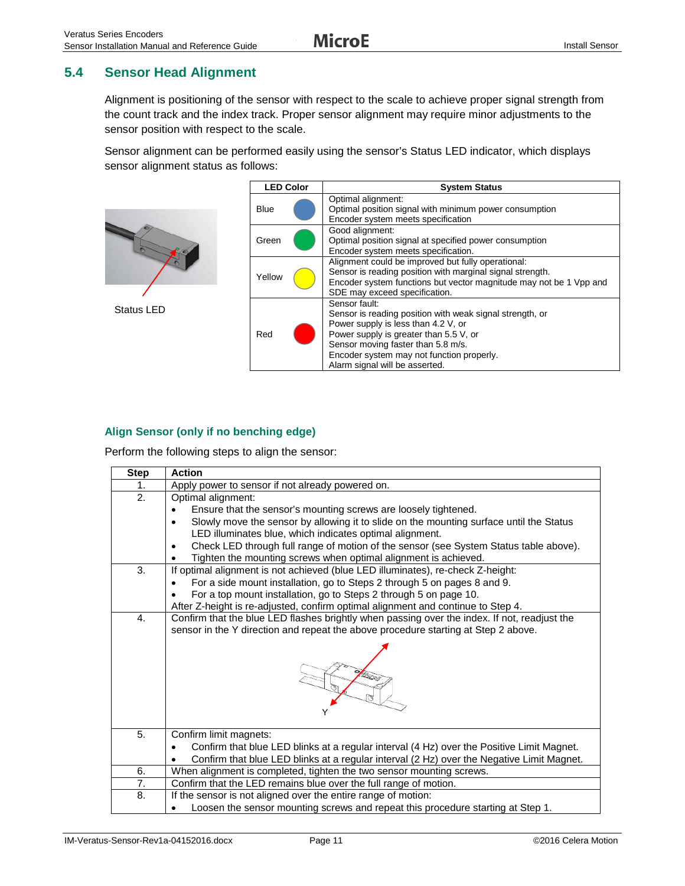## 5.4 Sensor Head Alignment

Alignment is positioning of the sensor with respect to the scale to achieve proper signal strength from the count track and the index track. Proper sensor alignment may require minor adjustments to the sensor position with respect to the scale.

Sensor alignment can be performed easily using the sensor's Status LED indicator, which displays sensor alignment status as follows:

Status LED

| LED Color | System Status |
|---|---|
| Blue | Optimal alignment:<br>Optimal position signal with minimum power consumption<br>Encoder system meets specification |
| Green | Good alignment:<br>Optimal position signal at specified power consumption<br>Encoder system meets specification. |
| Yellow | Alignment could be improved but fully operational:<br>Sensor is reading position with marginal signal strength.<br>Encoder system functions but vector magnitude may not be 1 Vpp and SDE may exceed specification. |
| Red | Sensor fault:<br>Sensor is reading position with weak signal strength, or<br>Power supply is less than 4.2 V, or<br>Power supply is greater than 5.5 V, or<br>Sensor moving faster than 5.8 m/s.<br>Encoder system may not function properly.<br>Alarm signal will be asserted. |

### Align Sensor (only if no benching edge)

Perform the following steps to align the sensor:

| Step | Action |
|---|---|
| 1. | Apply power to sensor if not already powered on. |
| 2. | Optimal alignment:<br>• Ensure that the sensor's mounting screws are loosely tightened.<br>• Slowly move the sensor by allowing it to slide on the mounting surface until the Status LED illuminates blue, which indicates optimal alignment.<br>• Check LED through full range of motion of the sensor (see System Status table above).<br>• Tighten the mounting screws when optimal alignment is achieved. |
| 3. | If optimal alignment is not achieved (blue LED illuminates), re-check Z-height:<br>• For a side mount installation, go to Steps 2 through 5 on pages 8 and 9.<br>• For a top mount installation, go to Steps 2 through 5 on page 10.<br>After Z-height is re-adjusted, confirm optimal alignment and continue to Step 4. |
| 4. | Confirm that the blue LED flashes brightly when passing over the index. If not, readjust the sensor in the Y direction and repeat the above procedure starting at Step 2 above.<br>Y |
| 5. | Confirm limit magnets:<br>• Confirm that blue LED blinks at a regular interval (4 Hz) over the Positive Limit Magnet.<br>• Confirm that blue LED blinks at a regular interval (2 Hz) over the Negative Limit Magnet. |
| 6. | When alignment is completed, tighten the two sensor mounting screws. |
| 7. | Confirm that the LED remains blue over the full range of motion. |
| 8. | If the sensor is not aligned over the entire range of motion:<br>• Loosen the sensor mounting screws and repeat this procedure starting at Step 1. |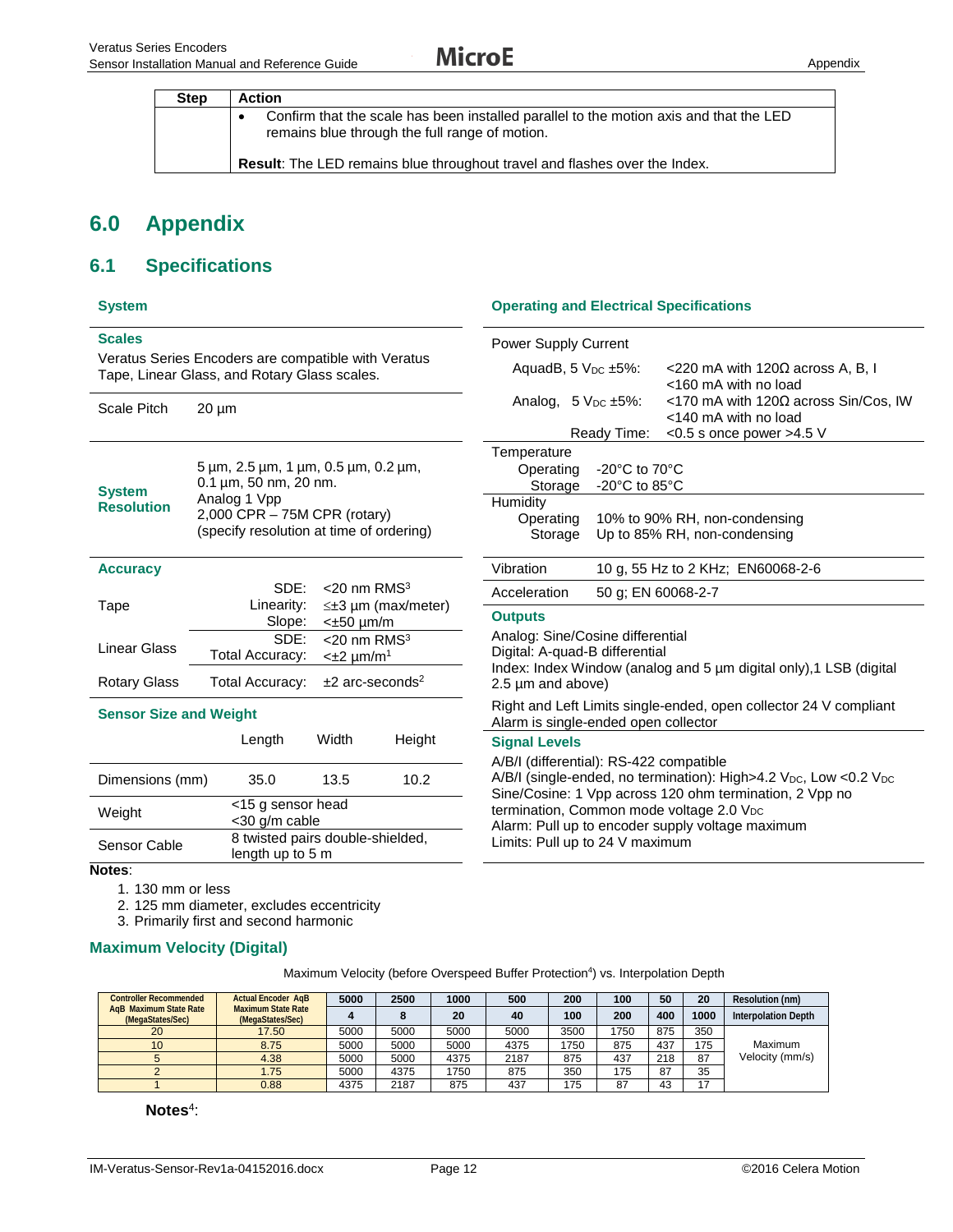| Step | Action |
|---|---|
| | • Confirm that the scale has been installed parallel to the motion axis and that the LED remains blue through the full range of motion.<br><br>**Result**: The LED remains blue throughout travel and flashes over the Index. |

# 6.0 Appendix

## 6.1 Specifications

### System

**Scales**

Veratus Series Encoders are compatible with Veratus Tape, Linear Glass, and Rotary Glass scales.

| | |
|---|---|
| Scale Pitch | 20 µm |
| **System Resolution** | 5 µm, 2.5 µm, 1 µm, 0.5 µm, 0.2 µm, 0.1 µm, 50 nm, 20 nm.<br>Analog 1 Vpp<br>2,000 CPR – 75M CPR (rotary)<br>(specify resolution at time of ordering) |

**Accuracy**

| | | |
|---|---|---|
| Tape | SDE: | <20 nm RMS[3] |
| | Linearity: | ≤±3 µm (max/meter) |
| | Slope: | <±50 µm/m |
| Linear Glass | SDE: | <20 nm RMS[3] |
| | Total Accuracy: | <±2 µm/m[1] |
| Rotary Glass | Total Accuracy: | ±2 arc-seconds[2] |

**Sensor Size and Weight**

| | Length | Width | Height |
|---|---|---|---|
| Dimensions (mm) | 35.0 | 13.5 | 10.2 |
| Weight | <15 g sensor head<br><30 g/m cable | | |
| Sensor Cable | 8 twisted pairs double-shielded, length up to 5 m | | |

**Notes**:

1. 130 mm or less
2. 125 mm diameter, excludes eccentricity
3. Primarily first and second harmonic

### Operating and Electrical Specifications

**Power Supply Current**

| | |
|---|---|
| AquadB, 5 $V_{DC}$ ±5%: | <220 mA with 120Ω across A, B, I<br><160 mA with no load |
| Analog, 5 $V_{DC}$ ±5%: | <170 mA with 120Ω across Sin/Cos, IW<br><140 mA with no load |
| Ready Time: | <0.5 s once power >4.5 V |

**Temperature**

| | |
|---|---|
| Operating | -20°C to 70°C |
| Storage | -20°C to 85°C |

**Humidity**

| | |
|---|---|
| Operating | 10% to 90% RH, non-condensing |
| Storage | Up to 85% RH, non-condensing |

| | |
|---|---|
| Vibration | 10 g, 55 Hz to 2 KHz; EN60068-2-6 |
| Acceleration | 50 g; EN 60068-2-7 |

**Outputs**

Analog: Sine/Cosine differential
Digital: A-quad-B differential
Index: Index Window (analog and 5 µm digital only),1 LSB (digital 2.5 µm and above)

Right and Left Limits single-ended, open collector 24 V compliant
Alarm is single-ended open collector

**Signal Levels**

A/B/I (differential): RS-422 compatible
A/B/I (single-ended, no termination): High>4.2 $V_{DC}$, Low <0.2 $V_{DC}$
Sine/Cosine: 1 Vpp across 120 ohm termination, 2 Vpp no termination, Common mode voltage 2.0 $V_{DC}$
Alarm: Pull up to encoder supply voltage maximum
Limits: Pull up to 24 V maximum

### Maximum Velocity (Digital)

Maximum Velocity (before Overspeed Buffer Protection[4]) vs. Interpolation Depth

| Controller Recommended AqB Maximum State Rate (MegaStates/Sec) | Actual Encoder AqB Maximum State Rate (MegaStates/Sec) | 5000 | 2500 | 1000 | 500 | 200 | 100 | 50 | 20 | Resolution (nm) |
|---|---|---|---|---|---|---|---|---|---|---|
| | | 4 | 8 | 20 | 40 | 100 | 200 | 400 | 1000 | Interpolation Depth |
| 20 | 17.50 | 5000 | 5000 | 5000 | 5000 | 3500 | 1750 | 875 | 350 | Maximum Velocity (mm/s) |
| 10 | 8.75 | 5000 | 5000 | 5000 | 4375 | 1750 | 875 | 437 | 175 | |
| 5 | 4.38 | 5000 | 5000 | 4375 | 2187 | 875 | 437 | 218 | 87 | |
| 2 | 1.75 | 5000 | 4375 | 1750 | 875 | 350 | 175 | 87 | 35 | |
| 1 | 0.88 | 4375 | 2187 | 875 | 437 | 175 | 87 | 43 | 17 | |

**Notes**[4]: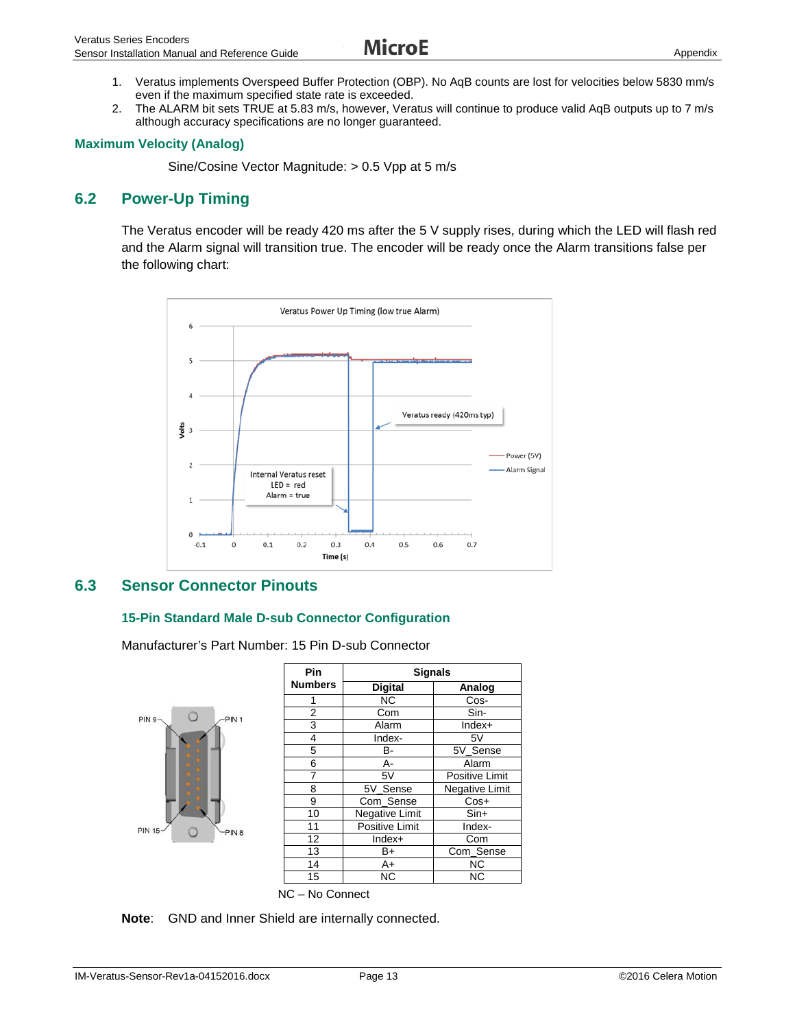1. Veratus implements Overspeed Buffer Protection (OBP). No AqB counts are lost for velocities below 5830 mm/s even if the maximum specified state rate is exceeded.
2. The ALARM bit sets TRUE at 5.83 m/s, however, Veratus will continue to produce valid AqB outputs up to 7 m/s although accuracy specifications are no longer guaranteed.

### Maximum Velocity (Analog)

Sine/Cosine Vector Magnitude: > 0.5 Vpp at 5 m/s

## 6.2 Power-Up Timing

The Veratus encoder will be ready 420 ms after the 5 V supply rises, during which the LED will flash red and the Alarm signal will transition true. The encoder will be ready once the Alarm transitions false per the following chart:

## 6.3 Sensor Connector Pinouts

### 15-Pin Standard Male D-sub Connector Configuration

Manufacturer's Part Number: 15 Pin D-sub Connector

| Pin Numbers | Signals | |
|---|---|---|
| | Digital | Analog |
| 1 | NC | Cos- |
| 2 | Com | Sin- |
| 3 | Alarm | Index+ |
| 4 | Index- | 5V |
| 5 | B- | 5V_Sense |
| 6 | A- | Alarm |
| 7 | 5V | Positive Limit |
| 8 | 5V_Sense | Negative Limit |
| 9 | Com_Sense | Cos+ |
| 10 | Negative Limit | Sin+ |
| 11 | Positive Limit | Index- |
| 12 | Index+ | Com |
| 13 | B+ | Com_Sense |
| 14 | A+ | NC |
| 15 | NC | NC |

NC – No Connect

**Note**: GND and Inner Shield are internally connected.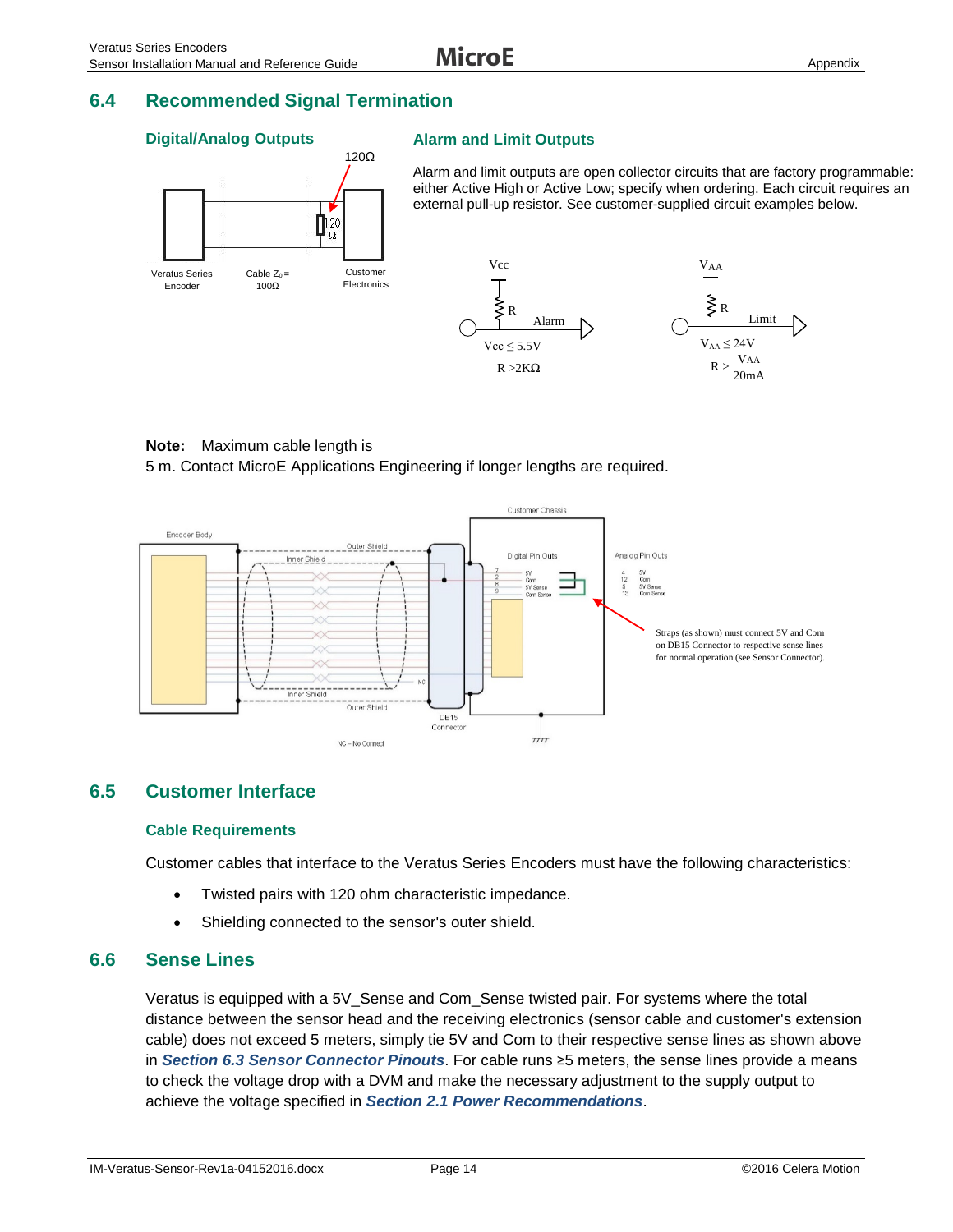## 6.4 Recommended Signal Termination

### Digital/Analog Outputs

120Ω

Veratus Series Encoder

Cable $Z_0$ = 100Ω

Customer Electronics

### Alarm and Limit Outputs

Alarm and limit outputs are open collector circuits that are factory programmable: either Active High or Active Low; specify when ordering. Each circuit requires an external pull-up resistor. See customer-supplied circuit examples below.

Vcc ≤ 5.5V

R >2KΩ

$V_{AA} \leq 24V$

$R > \frac{V_{AA}}{20mA}$

**Note:** Maximum cable length is 5 m. Contact MicroE Applications Engineering if longer lengths are required.

Straps (as shown) must connect 5V and Com on DB15 Connector to respective sense lines for normal operation (see Sensor Connector).

## 6.5 Customer Interface

### Cable Requirements

Customer cables that interface to the Veratus Series Encoders must have the following characteristics:

- Twisted pairs with 120 ohm characteristic impedance.
- Shielding connected to the sensor's outer shield.

## 6.6 Sense Lines

Veratus is equipped with a 5V_Sense and Com_Sense twisted pair. For systems where the total distance between the sensor head and the receiving electronics (sensor cable and customer's extension cable) does not exceed 5 meters, simply tie 5V and Com to their respective sense lines as shown above in ***Section 6.3 Sensor Connector Pinouts***. For cable runs ≥5 meters, the sense lines provide a means to check the voltage drop with a DVM and make the necessary adjustment to the supply output to achieve the voltage specified in ***Section 2.1 Power Recommendations***.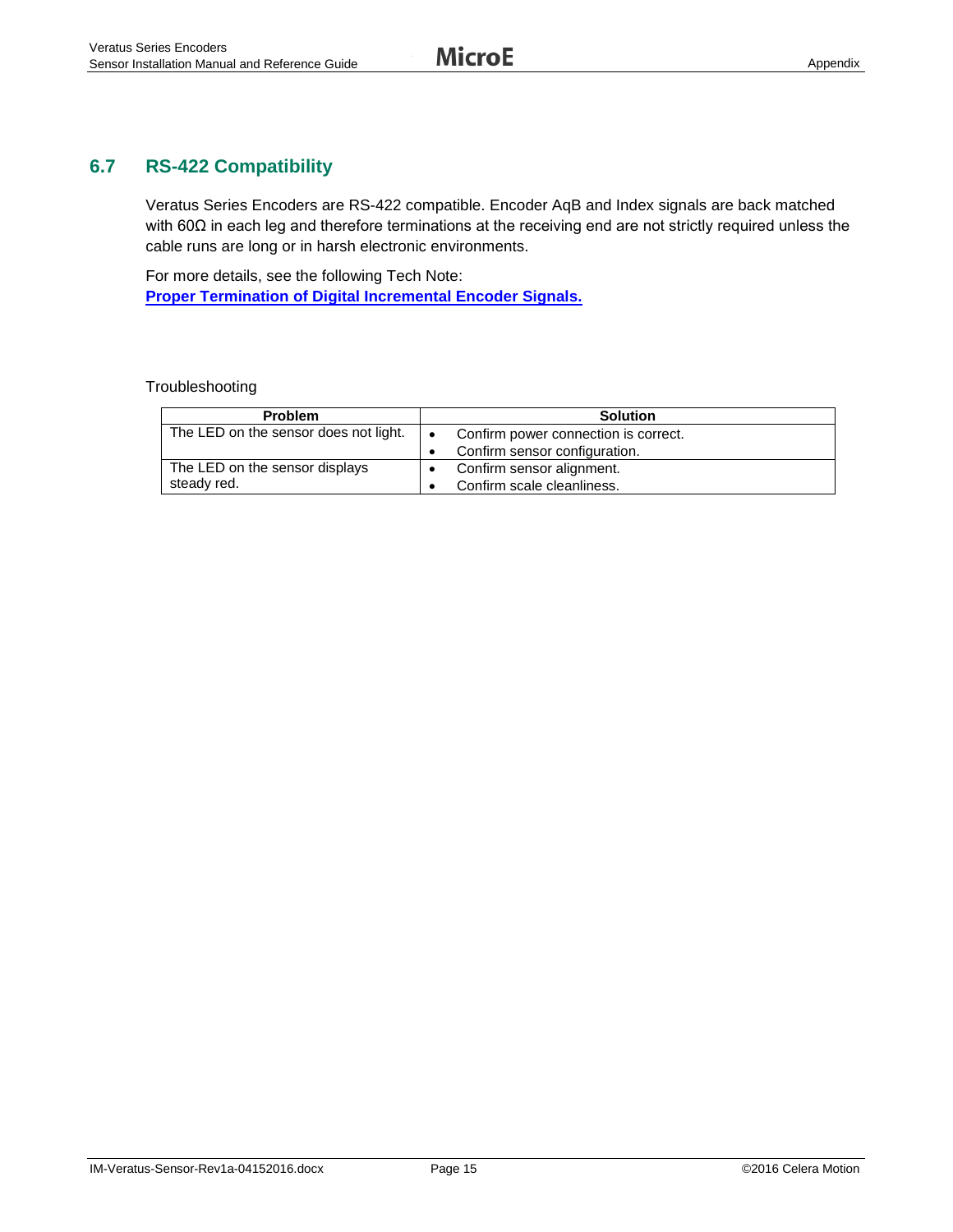## 6.7 RS-422 Compatibility

Veratus Series Encoders are RS-422 compatible. Encoder AqB and Index signals are back matched with 60Ω in each leg and therefore terminations at the receiving end are not strictly required unless the cable runs are long or in harsh electronic environments.

For more details, see the following Tech Note:
**Proper Termination of Digital Incremental Encoder Signals.**

Troubleshooting

| Problem | Solution |
| --- | --- |
| The LED on the sensor does not light. | • Confirm power connection is correct.<br>• Confirm sensor configuration. |
| The LED on the sensor displays steady red. | • Confirm sensor alignment.<br>• Confirm scale cleanliness. |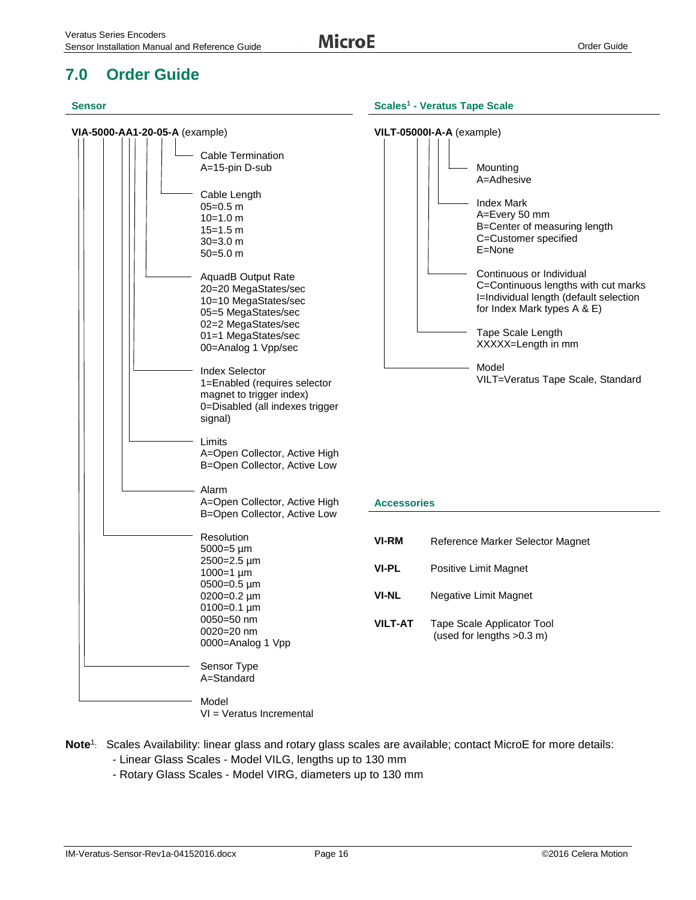# 7.0 Order Guide

## Sensor

**VIA-5000-AA1-20-05-A** (example)

- **Cable Termination**
  - A=15-pin D-sub
- **Cable Length**
  - 05=0.5 m
  - 10=1.0 m
  - 15=1.5 m
  - 30=3.0 m
  - 50=5.0 m
- **AquadB Output Rate**
  - 20=20 MegaStates/sec
  - 10=10 MegaStates/sec
  - 05=5 MegaStates/sec
  - 02=2 MegaStates/sec
  - 01=1 MegaStates/sec
  - 00=Analog 1 Vpp/sec
- **Index Selector**
  - 1=Enabled (requires selector magnet to trigger index)
  - 0=Disabled (all indexes trigger signal)
- **Limits**
  - A=Open Collector, Active High
  - B=Open Collector, Active Low
- **Alarm**
  - A=Open Collector, Active High
  - B=Open Collector, Active Low
- **Resolution**
  - 5000=5 µm
  - 2500=2.5 µm
  - 1000=1 µm
  - 0500=0.5 µm
  - 0200=0.2 µm
  - 0100=0.1 µm
  - 0050=50 nm
  - 0020=20 nm
  - 0000=Analog 1 Vpp
- **Sensor Type**
  - A=Standard
- **Model**
  - VI = Veratus Incremental

## Scales[1] - Veratus Tape Scale

**VILT-05000I-A-A** (example)

- **Mounting**
  - A=Adhesive
- **Index Mark**
  - A=Every 50 mm
  - B=Center of measuring length
  - C=Customer specified
  - E=None
- **Continuous or Individual**
  - C=Continuous lengths with cut marks
  - I=Individual length (default selection for Index Mark types A & E)
- **Tape Scale Length**
  - XXXXX=Length in mm
- **Model**
  - VILT=Veratus Tape Scale, Standard

## Accessories

| | |
|---|---|
| **VI-RM** | Reference Marker Selector Magnet |
| **VI-PL** | Positive Limit Magnet |
| **VI-NL** | Negative Limit Magnet |
| **VILT-AT** | Tape Scale Applicator Tool (used for lengths >0.3 m) |

**Note**[1]: Scales Availability: linear glass and rotary glass scales are available; contact MicroE for more details:
- Linear Glass Scales - Model VILG, lengths up to 130 mm
- Rotary Glass Scales - Model VIRG, diameters up to 130 mm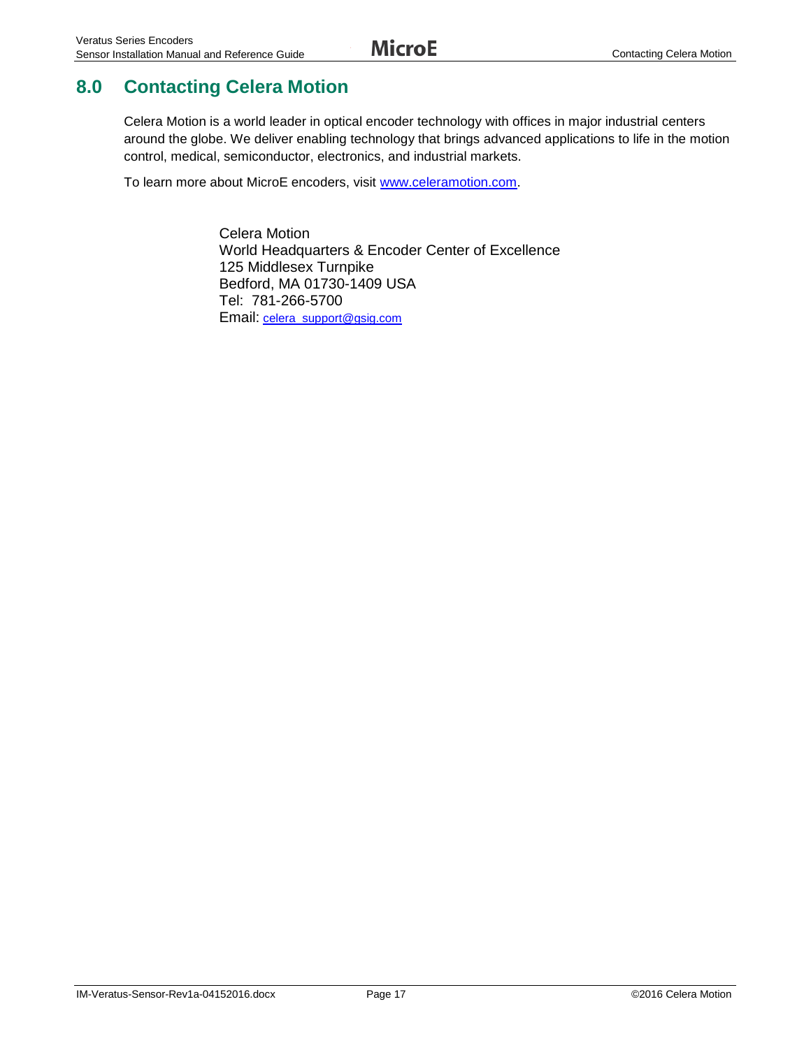# 8.0 Contacting Celera Motion

Celera Motion is a world leader in optical encoder technology with offices in major industrial centers around the globe. We deliver enabling technology that brings advanced applications to life in the motion control, medical, semiconductor, electronics, and industrial markets.

To learn more about MicroE encoders, visit [www.celeramotion.com](http://www.celeramotion.com).

Celera Motion
World Headquarters & Encoder Center of Excellence
125 Middlesex Turnpike
Bedford, MA 01730-1409 USA
Tel: 781-266-5700
Email: [celera_support@gsig.com](mailto:celera_support@gsig.com)